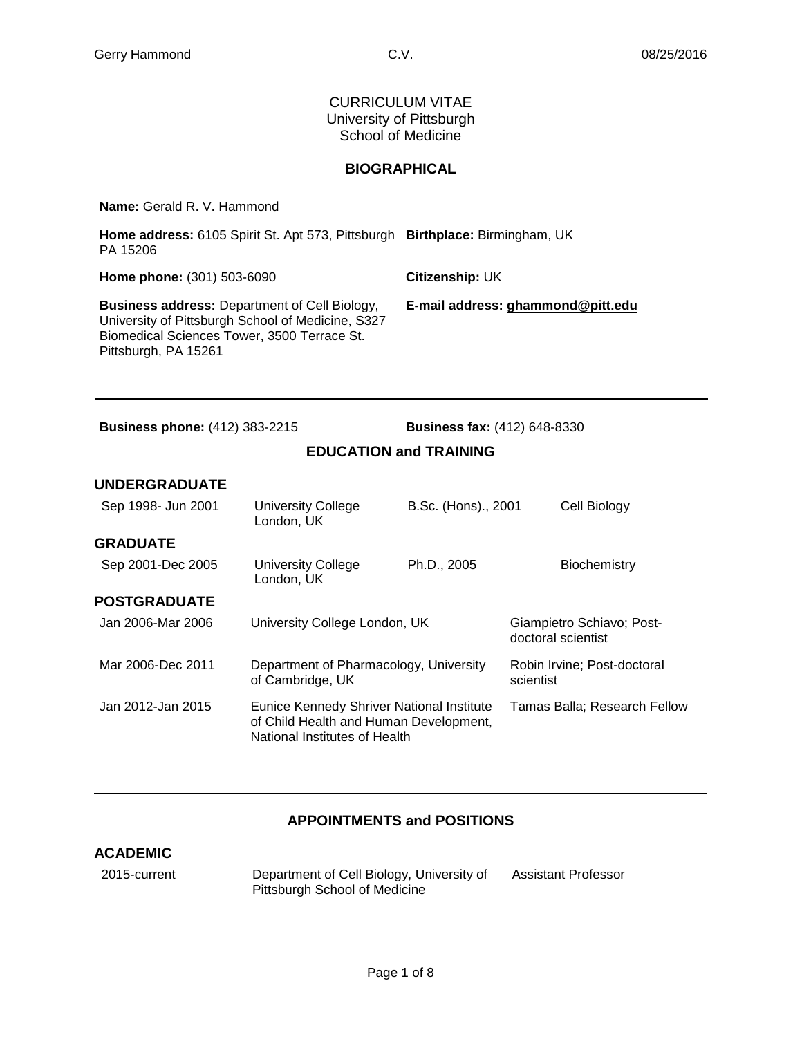CURRICULUM VITAE
University of Pittsburgh
School of Medicine

## BIOGRAPHICAL

**Name:** Gerald R. V. Hammond

**Home address:** 6105 Spirit St. Apt 573, Pittsburgh PA 15206

**Birthplace:** Birmingham, UK

**Home phone:** (301) 503-6090

**Citizenship:** UK

**Business address:** Department of Cell Biology, University of Pittsburgh School of Medicine, S327 Biomedical Sciences Tower, 3500 Terrace St. Pittsburgh, PA 15261

**E-mail address:** ghammond@pitt.edu

---

**Business phone:** (412) 383-2215

**Business fax:** (412) 648-8330

## EDUCATION and TRAINING

### UNDERGRADUATE

| | | | |
|---|---|---|---|
| Sep 1998- Jun 2001 | University College London, UK | B.Sc. (Hons)., 2001 | Cell Biology |

### GRADUATE

| | | | |
|---|---|---|---|
| Sep 2001-Dec 2005 | University College London, UK | Ph.D., 2005 | Biochemistry |

### POSTGRADUATE

| | | |
|---|---|---|
| Jan 2006-Mar 2006 | University College London, UK | Giampietro Schiavo; Post-doctoral scientist |
| Mar 2006-Dec 2011 | Department of Pharmacology, University of Cambridge, UK | Robin Irvine; Post-doctoral scientist |
| Jan 2012-Jan 2015 | Eunice Kennedy Shriver National Institute of Child Health and Human Development, National Institutes of Health | Tamas Balla; Research Fellow |

---

## APPOINTMENTS and POSITIONS

### ACADEMIC

| | | |
|---|---|---|
| 2015-current | Department of Cell Biology, University of Pittsburgh School of Medicine | Assistant Professor |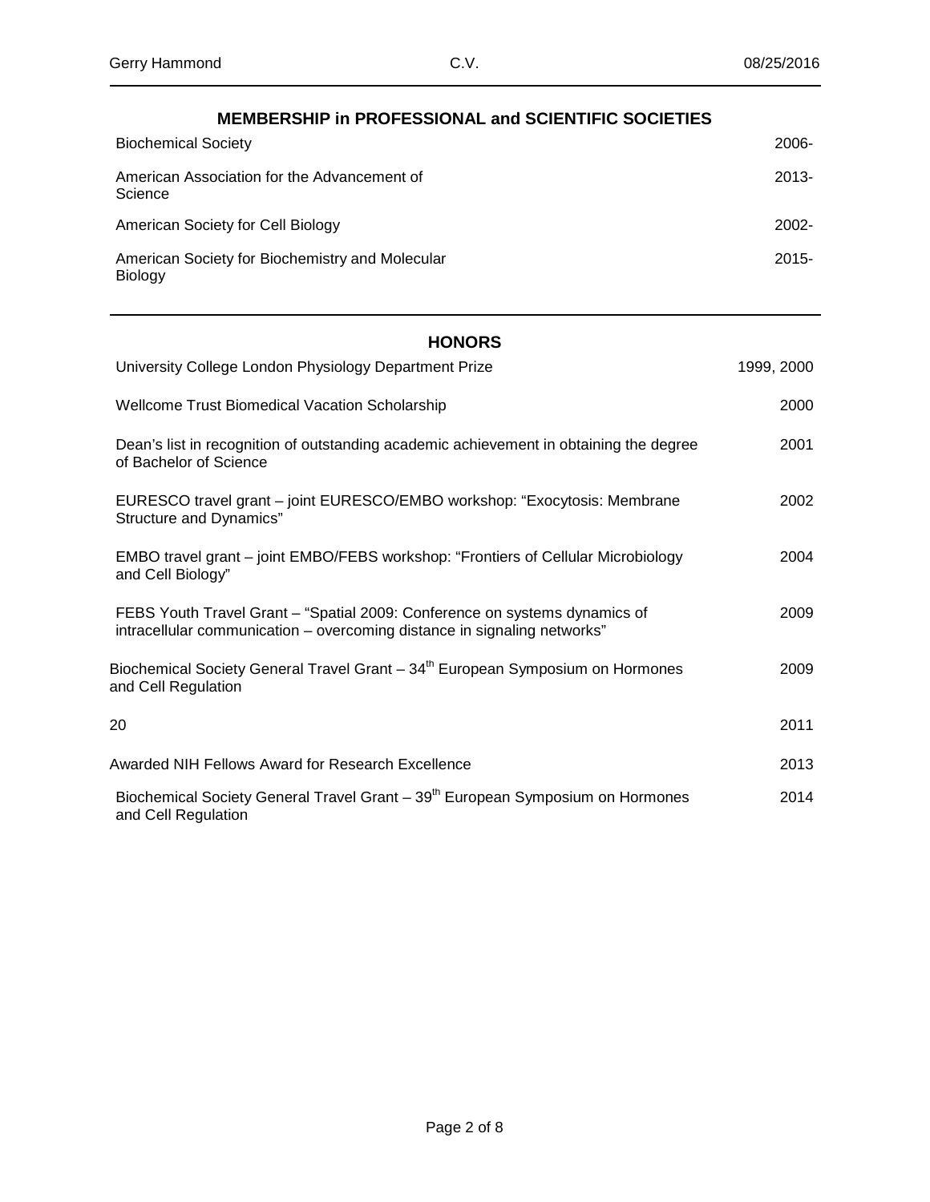## MEMBERSHIP in PROFESSIONAL and SCIENTIFIC SOCIETIES

| | |
|---|---|
| Biochemical Society | 2006- |
| American Association for the Advancement of Science | 2013- |
| American Society for Cell Biology | 2002- |
| American Society for Biochemistry and Molecular Biology | 2015- |

## HONORS

| | |
|---|---|
| University College London Physiology Department Prize | 1999, 2000 |
| Wellcome Trust Biomedical Vacation Scholarship | 2000 |
| Dean's list in recognition of outstanding academic achievement in obtaining the degree of Bachelor of Science | 2001 |
| EURESCO travel grant – joint EURESCO/EMBO workshop: "Exocytosis: Membrane Structure and Dynamics" | 2002 |
| EMBO travel grant – joint EMBO/FEBS workshop: "Frontiers of Cellular Microbiology and Cell Biology" | 2004 |
| FEBS Youth Travel Grant – "Spatial 2009: Conference on systems dynamics of intracellular communication – overcoming distance in signaling networks" | 2009 |
| Biochemical Society General Travel Grant – 34th European Symposium on Hormones and Cell Regulation | 2009 |
| 20 | 2011 |
| Awarded NIH Fellows Award for Research Excellence | 2013 |
| Biochemical Society General Travel Grant – 39th European Symposium on Hormones and Cell Regulation | 2014 |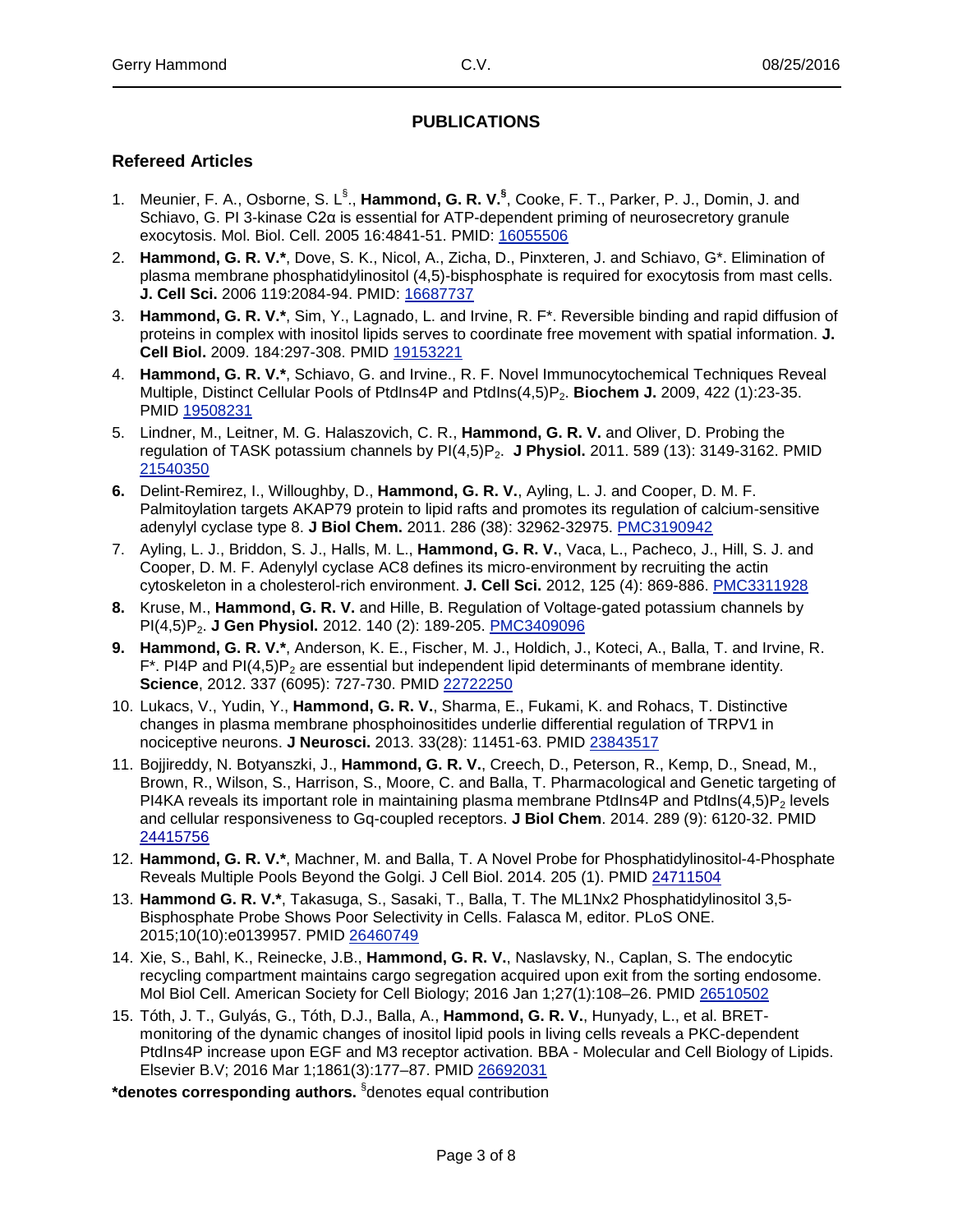## PUBLICATIONS

### Refereed Articles

1. Meunier, F. A., Osborne, S. L[§]., **Hammond, G. R. V.[§]**, Cooke, F. T., Parker, P. J., Domin, J. and Schiavo, G. PI 3-kinase C2α is essential for ATP-dependent priming of neurosecretory granule exocytosis. Mol. Biol. Cell. 2005 16:4841-51. PMID: 16055506
2. **Hammond, G. R. V.***, Dove, S. K., Nicol, A., Zicha, D., Pinxteren, J. and Schiavo, G*. Elimination of plasma membrane phosphatidylinositol (4,5)-bisphosphate is required for exocytosis from mast cells. **J. Cell Sci.** 2006 119:2084-94. PMID: 16687737
3. **Hammond, G. R. V.***, Sim, Y., Lagnado, L. and Irvine, R. F*. Reversible binding and rapid diffusion of proteins in complex with inositol lipids serves to coordinate free movement with spatial information. **J. Cell Biol.** 2009. 184:297-308. PMID 19153221
4. **Hammond, G. R. V.***, Schiavo, G. and Irvine., R. F. Novel Immunocytochemical Techniques Reveal Multiple, Distinct Cellular Pools of PtdIns4P and PtdIns(4,5)$P_2$. **Biochem J.** 2009, 422 (1):23-35. PMID 19508231
5. Lindner, M., Leitner, M. G. Halaszovich, C. R., **Hammond, G. R. V.** and Oliver, D. Probing the regulation of TASK potassium channels by PI(4,5)$P_2$. **J Physiol.** 2011. 589 (13): 3149-3162. PMID 21540350
6. Delint-Remirez, I., Willoughby, D., **Hammond, G. R. V.**, Ayling, L. J. and Cooper, D. M. F. Palmitoylation targets AKAP79 protein to lipid rafts and promotes its regulation of calcium-sensitive adenylyl cyclase type 8. **J Biol Chem.** 2011. 286 (38): 32962-32975. PMC3190942
7. Ayling, L. J., Briddon, S. J., Halls, M. L., **Hammond, G. R. V.**, Vaca, L., Pacheco, J., Hill, S. J. and Cooper, D. M. F. Adenylyl cyclase AC8 defines its micro-environment by recruiting the actin cytoskeleton in a cholesterol-rich environment. **J. Cell Sci.** 2012, 125 (4): 869-886. PMC3311928
8. Kruse, M., **Hammond, G. R. V.** and Hille, B. Regulation of Voltage-gated potassium channels by PI(4,5)$P_2$. **J Gen Physiol.** 2012. 140 (2): 189-205. PMC3409096
9. **Hammond, G. R. V.***, Anderson, K. E., Fischer, M. J., Holdich, J., Koteci, A., Balla, T. and Irvine, R. F*. PI4P and PI(4,5)$P_2$ are essential but independent lipid determinants of membrane identity. **Science**, 2012. 337 (6095): 727-730. PMID 22722250
10. Lukacs, V., Yudin, Y., **Hammond, G. R. V.**, Sharma, E., Fukami, K. and Rohacs, T. Distinctive changes in plasma membrane phosphoinositides underlie differential regulation of TRPV1 in nociceptive neurons. **J Neurosci.** 2013. 33(28): 11451-63. PMID 23843517
11. Bojjireddy, N. Botyanszki, J., **Hammond, G. R. V.**, Creech, D., Peterson, R., Kemp, D., Snead, M., Brown, R., Wilson, S., Harrison, S., Moore, C. and Balla, T. Pharmacological and Genetic targeting of PI4KA reveals its important role in maintaining plasma membrane PtdIns4P and PtdIns(4,5)$P_2$ levels and cellular responsiveness to Gq-coupled receptors. **J Biol Chem**. 2014. 289 (9): 6120-32. PMID 24415756
12. **Hammond, G. R. V.***, Machner, M. and Balla, T. A Novel Probe for Phosphatidylinositol-4-Phosphate Reveals Multiple Pools Beyond the Golgi. J Cell Biol. 2014. 205 (1). PMID 24711504
13. **Hammond G. R. V.***, Takasuga, S., Sasaki, T., Balla, T. The ML1Nx2 Phosphatidylinositol 3,5-Bisphosphate Probe Shows Poor Selectivity in Cells. Falasca M, editor. PLoS ONE. 2015;10(10):e0139957. PMID 26460749
14. Xie, S., Bahl, K., Reinecke, J.B., **Hammond, G. R. V.**, Naslavsky, N., Caplan, S. The endocytic recycling compartment maintains cargo segregation acquired upon exit from the sorting endosome. Mol Biol Cell. American Society for Cell Biology; 2016 Jan 1;27(1):108–26. PMID 26510502
15. Tóth, J. T., Gulyás, G., Tóth, D.J., Balla, A., **Hammond, G. R. V.**, Hunyady, L., et al. BRET-monitoring of the dynamic changes of inositol lipid pools in living cells reveals a PKC-dependent PtdIns4P increase upon EGF and M3 receptor activation. BBA - Molecular and Cell Biology of Lipids. Elsevier B.V; 2016 Mar 1;1861(3):177–87. PMID 26692031

**\*denotes corresponding authors.** [§]denotes equal contribution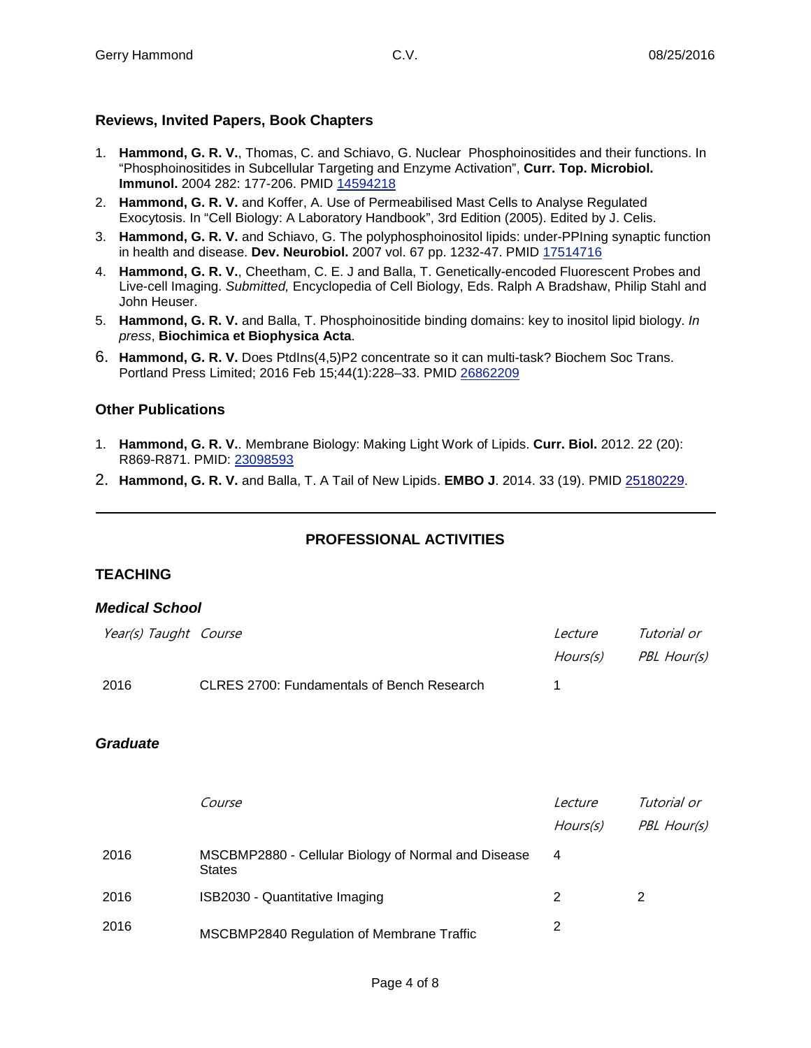### Reviews, Invited Papers, Book Chapters

1. **Hammond, G. R. V.**, Thomas, C. and Schiavo, G. Nuclear Phosphoinositides and their functions. In "Phosphoinositides in Subcellular Targeting and Enzyme Activation", **Curr. Top. Microbiol. Immunol.** 2004 282: 177-206. PMID 14594218
2. **Hammond, G. R. V.** and Koffer, A. Use of Permeabilised Mast Cells to Analyse Regulated Exocytosis. In "Cell Biology: A Laboratory Handbook", 3rd Edition (2005). Edited by J. Celis.
3. **Hammond, G. R. V.** and Schiavo, G. The polyphosphoinositol lipids: under-PPIning synaptic function in health and disease. **Dev. Neurobiol.** 2007 vol. 67 pp. 1232-47. PMID 17514716
4. **Hammond, G. R. V.**, Cheetham, C. E. J and Balla, T. Genetically-encoded Fluorescent Probes and Live-cell Imaging. *Submitted,* Encyclopedia of Cell Biology, Eds. Ralph A Bradshaw, Philip Stahl and John Heuser.
5. **Hammond, G. R. V.** and Balla, T. Phosphoinositide binding domains: key to inositol lipid biology. *In press*, **Biochimica et Biophysica Acta**.
6. **Hammond, G. R. V.** Does PtdIns(4,5)P2 concentrate so it can multi-task? Biochem Soc Trans. Portland Press Limited; 2016 Feb 15;44(1):228–33. PMID 26862209

### Other Publications

1. **Hammond, G. R. V.**. Membrane Biology: Making Light Work of Lipids. **Curr. Biol.** 2012. 22 (20): R869-R871. PMID: 23098593
2. **Hammond, G. R. V.** and Balla, T. A Tail of New Lipids. **EMBO J**. 2014. 33 (19). PMID 25180229.

---

## PROFESSIONAL ACTIVITIES

### TEACHING

#### *Medical School*

| *Year(s) Taught* | *Course* | *Lecture Hours(s)* | *Tutorial or PBL Hour(s)* |
|---|---|---|---|
| 2016 | CLRES 2700: Fundamentals of Bench Research | 1 | |

#### *Graduate*

| | *Course* | *Lecture Hours(s)* | *Tutorial or PBL Hour(s)* |
|---|---|---|---|
| 2016 | MSCBMP2880 - Cellular Biology of Normal and Disease States | 4 | |
| 2016 | ISB2030 - Quantitative Imaging | 2 | 2 |
| 2016 | MSCBMP2840 Regulation of Membrane Traffic | 2 | |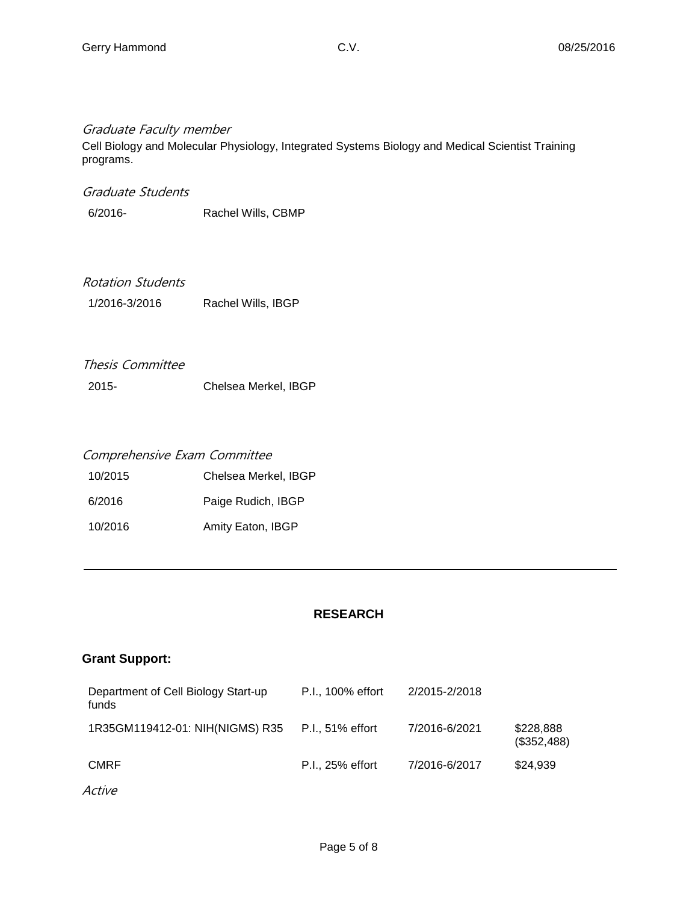*Graduate Faculty member*

Cell Biology and Molecular Physiology, Integrated Systems Biology and Medical Scientist Training programs.

*Graduate Students*

| | |
|---|---|
| 6/2016- | Rachel Wills, CBMP |

*Rotation Students*

| | |
|---|---|
| 1/2016-3/2016 | Rachel Wills, IBGP |

*Thesis Committee*

| | |
|---|---|
| 2015- | Chelsea Merkel, IBGP |

*Comprehensive Exam Committee*

| | |
|---|---|
| 10/2015 | Chelsea Merkel, IBGP |
| 6/2016 | Paige Rudich, IBGP |
| 10/2016 | Amity Eaton, IBGP |

---

## RESEARCH

### Grant Support:

| | | | |
|---|---|---|---|
| Department of Cell Biology Start-up funds | P.I., 100% effort | 2/2015-2/2018 | |
| 1R35GM119412-01: NIH(NIGMS) R35 | P.I., 51% effort | 7/2016-6/2021 | $228,888 ($352,488) |
| CMRF | P.I., 25% effort | 7/2016-6/2017 | $24,939 |

*Active*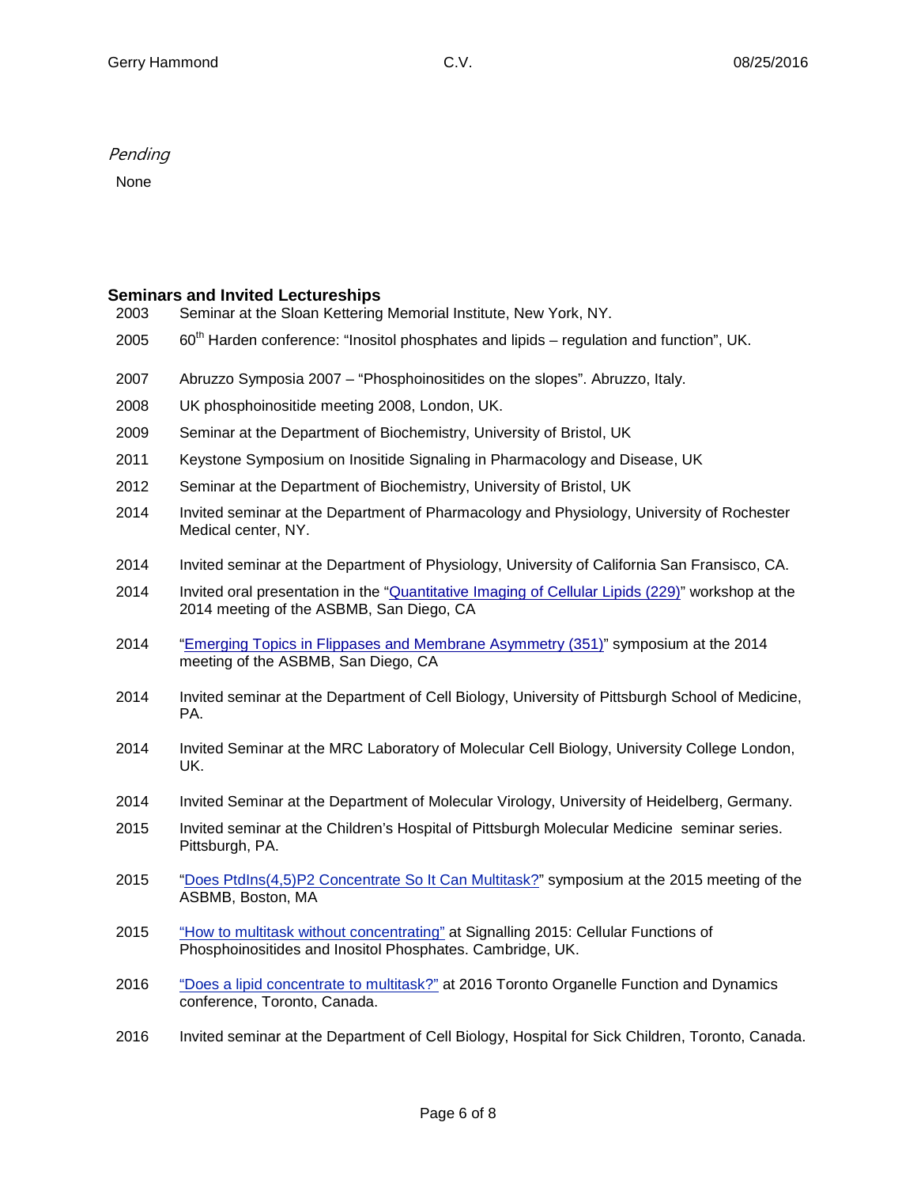*Pending*

None

## Seminars and Invited Lectureships

2003 Seminar at the Sloan Kettering Memorial Institute, New York, NY.

2005 60th Harden conference: "Inositol phosphates and lipids – regulation and function", UK.

2007 Abruzzo Symposia 2007 – "Phosphoinositides on the slopes". Abruzzo, Italy.

2008 UK phosphoinositide meeting 2008, London, UK.

2009 Seminar at the Department of Biochemistry, University of Bristol, UK

2011 Keystone Symposium on Inositide Signaling in Pharmacology and Disease, UK

2012 Seminar at the Department of Biochemistry, University of Bristol, UK

2014 Invited seminar at the Department of Pharmacology and Physiology, University of Rochester Medical center, NY.

2014 Invited seminar at the Department of Physiology, University of California San Fransisco, CA.

2014 Invited oral presentation in the "Quantitative Imaging of Cellular Lipids (229)" workshop at the 2014 meeting of the ASBMB, San Diego, CA

2014 "Emerging Topics in Flippases and Membrane Asymmetry (351)" symposium at the 2014 meeting of the ASBMB, San Diego, CA

2014 Invited seminar at the Department of Cell Biology, University of Pittsburgh School of Medicine, PA.

2014 Invited Seminar at the MRC Laboratory of Molecular Cell Biology, University College London, UK.

2014 Invited Seminar at the Department of Molecular Virology, University of Heidelberg, Germany.

2015 Invited seminar at the Children's Hospital of Pittsburgh Molecular Medicine seminar series. Pittsburgh, PA.

2015 "Does PtdIns(4,5)P2 Concentrate So It Can Multitask?" symposium at the 2015 meeting of the ASBMB, Boston, MA

2015 "How to multitask without concentrating" at Signalling 2015: Cellular Functions of Phosphoinositides and Inositol Phosphates. Cambridge, UK.

2016 "Does a lipid concentrate to multitask?" at 2016 Toronto Organelle Function and Dynamics conference, Toronto, Canada.

2016 Invited seminar at the Department of Cell Biology, Hospital for Sick Children, Toronto, Canada.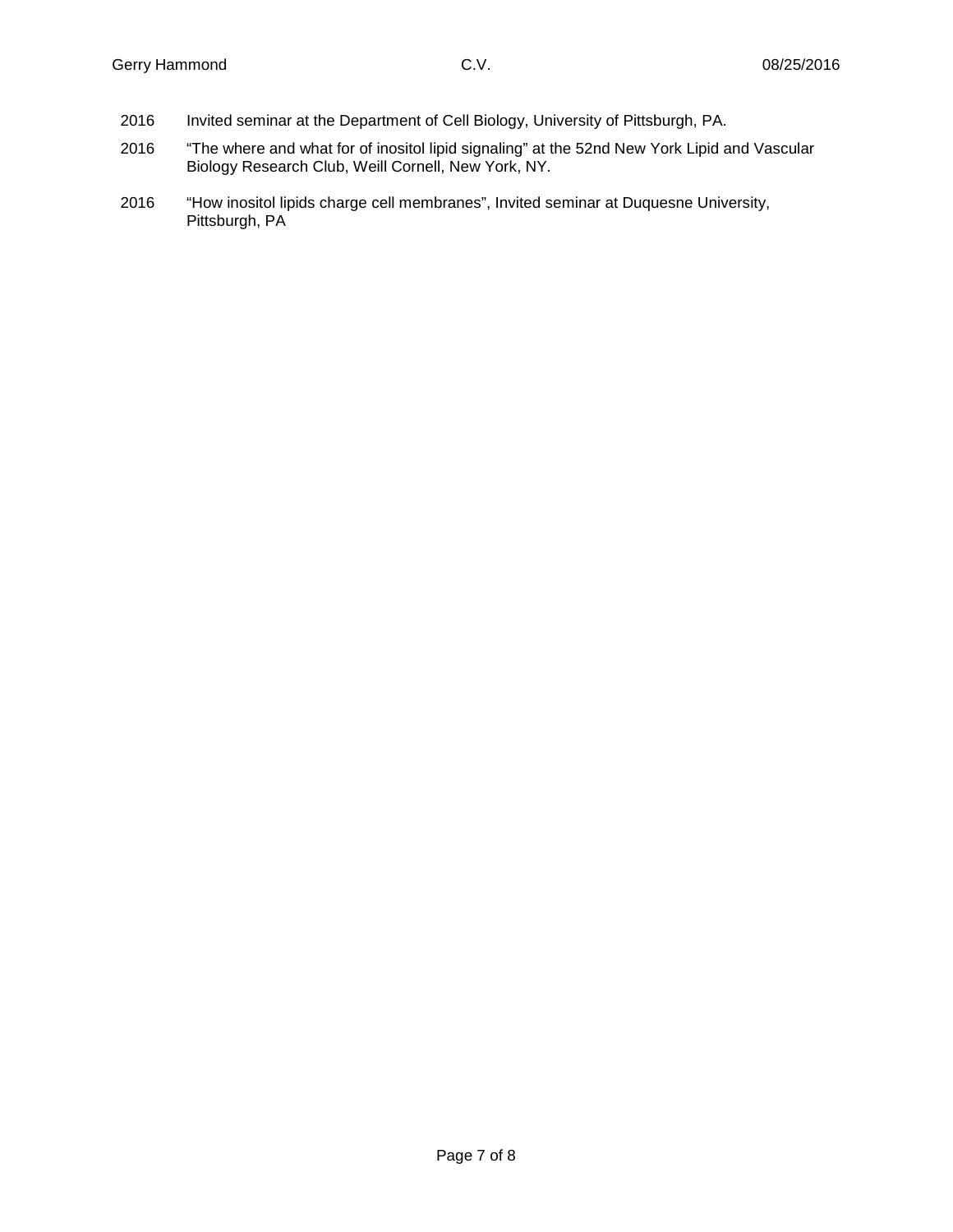2016 Invited seminar at the Department of Cell Biology, University of Pittsburgh, PA.

2016 “The where and what for of inositol lipid signaling” at the 52nd New York Lipid and Vascular Biology Research Club, Weill Cornell, New York, NY.

2016 “How inositol lipids charge cell membranes”, Invited seminar at Duquesne University, Pittsburgh, PA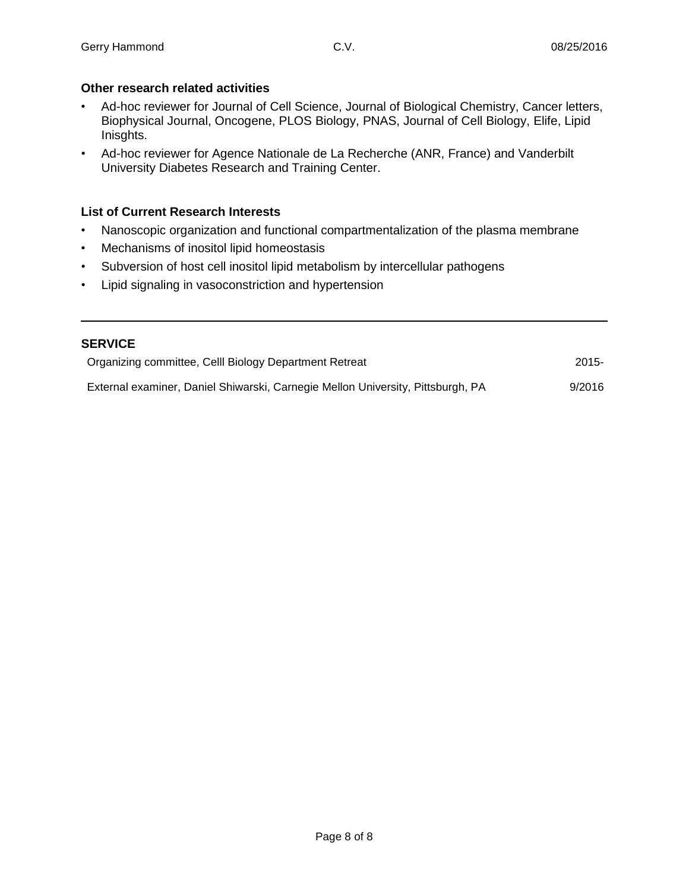### Other research related activities

- Ad-hoc reviewer for Journal of Cell Science, Journal of Biological Chemistry, Cancer letters, Biophysical Journal, Oncogene, PLOS Biology, PNAS, Journal of Cell Biology, Elife, Lipid Inisghts.
- Ad-hoc reviewer for Agence Nationale de La Recherche (ANR, France) and Vanderbilt University Diabetes Research and Training Center.

### List of Current Research Interests

- Nanoscopic organization and functional compartmentalization of the plasma membrane
- Mechanisms of inositol lipid homeostasis
- Subversion of host cell inositol lipid metabolism by intercellular pathogens
- Lipid signaling in vasoconstriction and hypertension

---

## SERVICE

| | |
|---|---|
| Organizing committee, Celll Biology Department Retreat | 2015- |
| External examiner, Daniel Shiwarski, Carnegie Mellon University, Pittsburgh, PA | 9/2016 |